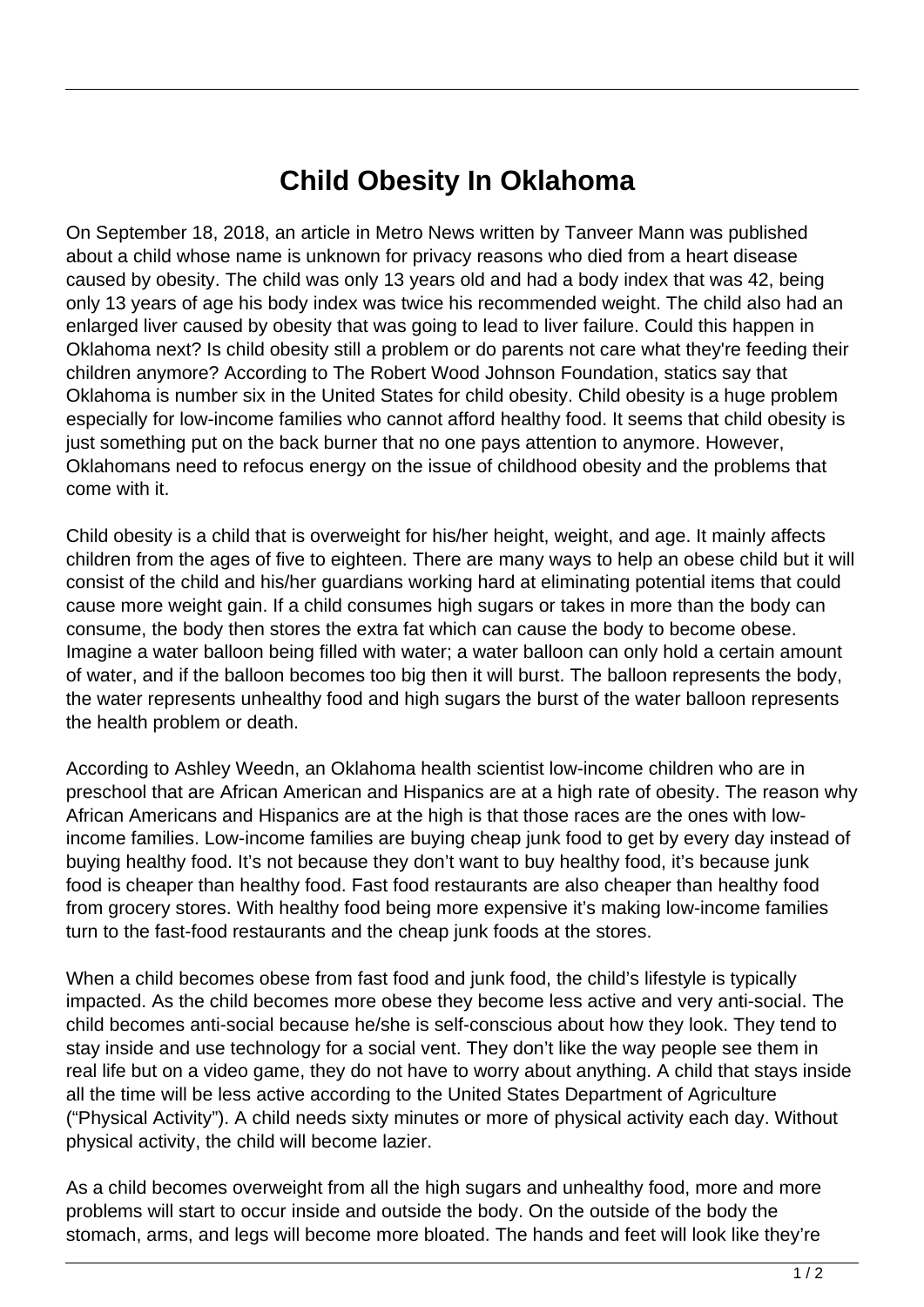# Child Obesity In Oklahoma

On September 18, 2018, an article in Metro News written by Tanveer Mann was published about a child whose name is unknown for privacy reasons who died from a heart disease caused by obesity. The child was only 13 years old and had a body index that was 42, being only 13 years of age his body index was twice his recommended weight. The child also had an enlarged liver caused by obesity that was going to lead to liver failure. Could this happen in Oklahoma next? Is child obesity still a problem or do parents not care what they're feeding their children anymore? According to The Robert Wood Johnson Foundation, statics say that Oklahoma is number six in the United States for child obesity. Child obesity is a huge problem especially for low-income families who cannot afford healthy food. It seems that child obesity is just something put on the back burner that no one pays attention to anymore. However, Oklahomans need to refocus energy on the issue of childhood obesity and the problems that come with it.

Child obesity is a child that is overweight for his/her height, weight, and age. It mainly affects children from the ages of five to eighteen. There are many ways to help an obese child but it will consist of the child and his/her guardians working hard at eliminating potential items that could cause more weight gain. If a child consumes high sugars or takes in more than the body can consume, the body then stores the extra fat which can cause the body to become obese. Imagine a water balloon being filled with water; a water balloon can only hold a certain amount of water, and if the balloon becomes too big then it will burst. The balloon represents the body, the water represents unhealthy food and high sugars the burst of the water balloon represents the health problem or death.

According to Ashley Weedn, an Oklahoma health scientist low-income children who are in preschool that are African American and Hispanics are at a high rate of obesity. The reason why African Americans and Hispanics are at the high is that those races are the ones with low-income families. Low-income families are buying cheap junk food to get by every day instead of buying healthy food. It's not because they don't want to buy healthy food, it's because junk food is cheaper than healthy food. Fast food restaurants are also cheaper than healthy food from grocery stores. With healthy food being more expensive it's making low-income families turn to the fast-food restaurants and the cheap junk foods at the stores.

When a child becomes obese from fast food and junk food, the child's lifestyle is typically impacted. As the child becomes more obese they become less active and very anti-social. The child becomes anti-social because he/she is self-conscious about how they look. They tend to stay inside and use technology for a social vent. They don't like the way people see them in real life but on a video game, they do not have to worry about anything. A child that stays inside all the time will be less active according to the United States Department of Agriculture ("Physical Activity"). A child needs sixty minutes or more of physical activity each day. Without physical activity, the child will become lazier.

As a child becomes overweight from all the high sugars and unhealthy food, more and more problems will start to occur inside and outside the body. On the outside of the body the stomach, arms, and legs will become more bloated. The hands and feet will look like they're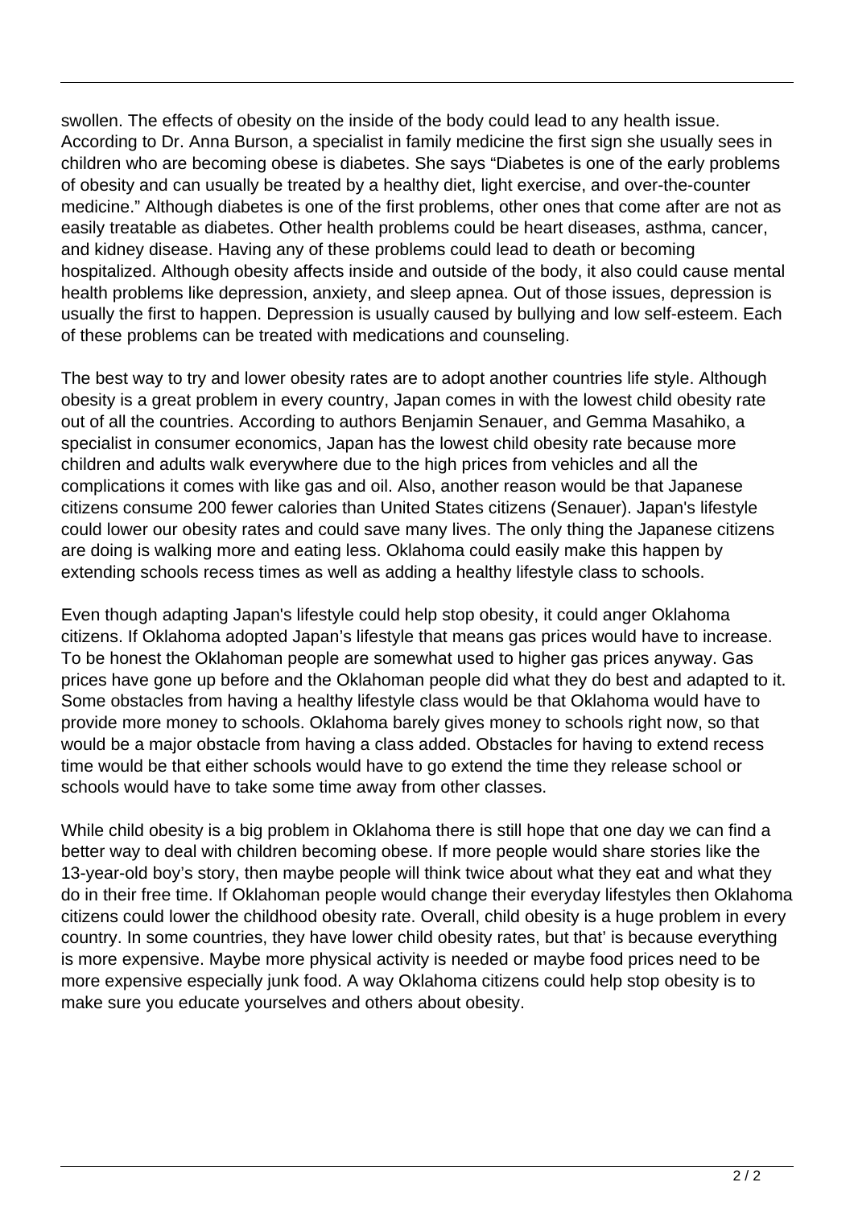swollen. The effects of obesity on the inside of the body could lead to any health issue. According to Dr. Anna Burson, a specialist in family medicine the first sign she usually sees in children who are becoming obese is diabetes. She says "Diabetes is one of the early problems of obesity and can usually be treated by a healthy diet, light exercise, and over-the-counter medicine." Although diabetes is one of the first problems, other ones that come after are not as easily treatable as diabetes. Other health problems could be heart diseases, asthma, cancer, and kidney disease. Having any of these problems could lead to death or becoming hospitalized. Although obesity affects inside and outside of the body, it also could cause mental health problems like depression, anxiety, and sleep apnea. Out of those issues, depression is usually the first to happen. Depression is usually caused by bullying and low self-esteem. Each of these problems can be treated with medications and counseling.

The best way to try and lower obesity rates are to adopt another countries life style. Although obesity is a great problem in every country, Japan comes in with the lowest child obesity rate out of all the countries. According to authors Benjamin Senauer, and Gemma Masahiko, a specialist in consumer economics, Japan has the lowest child obesity rate because more children and adults walk everywhere due to the high prices from vehicles and all the complications it comes with like gas and oil. Also, another reason would be that Japanese citizens consume 200 fewer calories than United States citizens (Senauer). Japan's lifestyle could lower our obesity rates and could save many lives. The only thing the Japanese citizens are doing is walking more and eating less. Oklahoma could easily make this happen by extending schools recess times as well as adding a healthy lifestyle class to schools.

Even though adapting Japan's lifestyle could help stop obesity, it could anger Oklahoma citizens. If Oklahoma adopted Japan's lifestyle that means gas prices would have to increase. To be honest the Oklahoman people are somewhat used to higher gas prices anyway. Gas prices have gone up before and the Oklahoman people did what they do best and adapted to it. Some obstacles from having a healthy lifestyle class would be that Oklahoma would have to provide more money to schools. Oklahoma barely gives money to schools right now, so that would be a major obstacle from having a class added. Obstacles for having to extend recess time would be that either schools would have to go extend the time they release school or schools would have to take some time away from other classes.

While child obesity is a big problem in Oklahoma there is still hope that one day we can find a better way to deal with children becoming obese. If more people would share stories like the 13-year-old boy's story, then maybe people will think twice about what they eat and what they do in their free time. If Oklahoman people would change their everyday lifestyles then Oklahoma citizens could lower the childhood obesity rate. Overall, child obesity is a huge problem in every country. In some countries, they have lower child obesity rates, but that' is because everything is more expensive. Maybe more physical activity is needed or maybe food prices need to be more expensive especially junk food. A way Oklahoma citizens could help stop obesity is to make sure you educate yourselves and others about obesity.